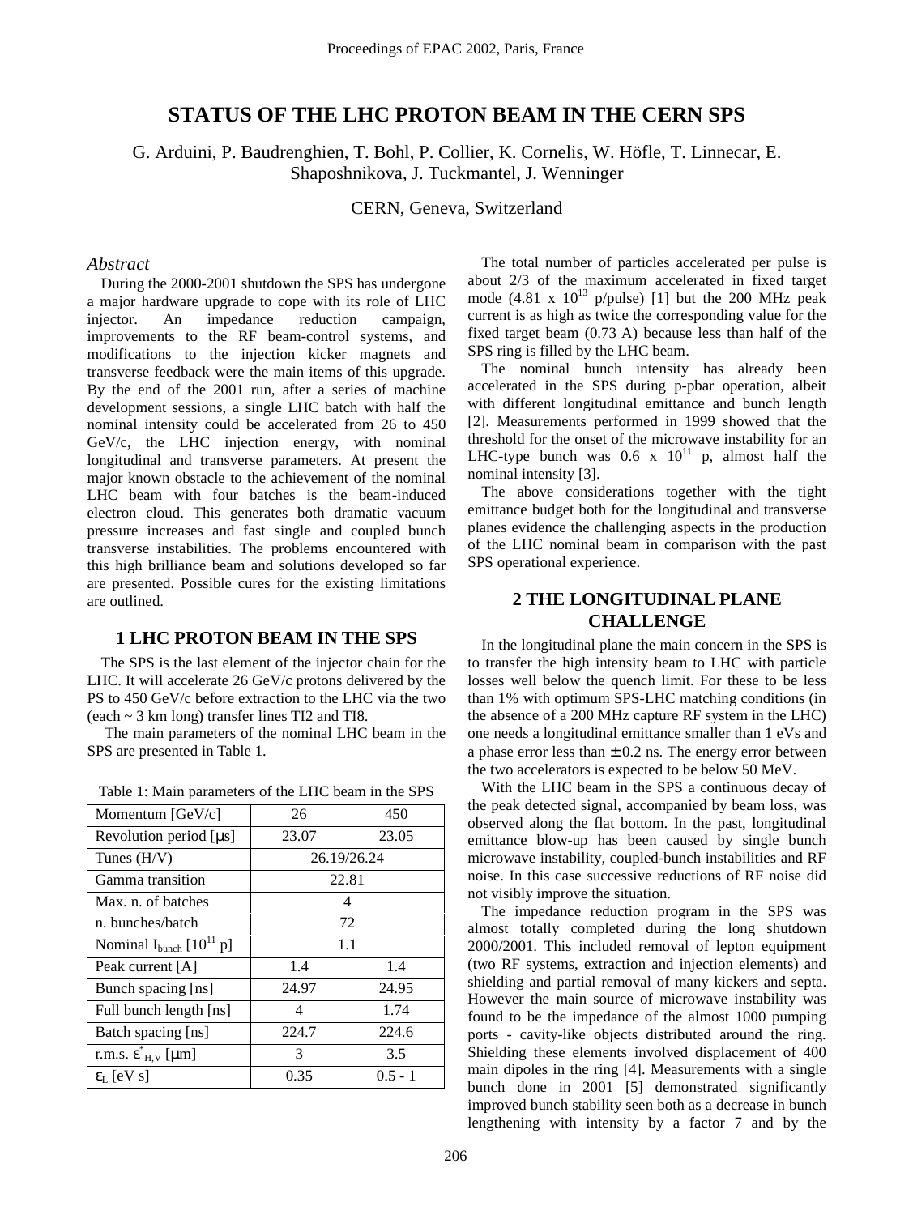# STATUS OF THE LHC PROTON BEAM IN THE CERN SPS

G. Arduini, P. Baudrenghien, T. Bohl, P. Collier, K. Cornelis, W. Höfle, T. Linnecar, E. Shaposhnikova, J. Tuckmantel, J. Wenninger

CERN, Geneva, Switzerland

## *Abstract*

During the 2000-2001 shutdown the SPS has undergone a major hardware upgrade to cope with its role of LHC injector. An impedance reduction campaign, improvements to the RF beam-control systems, and modifications to the injection kicker magnets and transverse feedback were the main items of this upgrade. By the end of the 2001 run, after a series of machine development sessions, a single LHC batch with half the nominal intensity could be accelerated from 26 to 450 GeV/c, the LHC injection energy, with nominal longitudinal and transverse parameters. At present the major known obstacle to the achievement of the nominal LHC beam with four batches is the beam-induced electron cloud. This generates both dramatic vacuum pressure increases and fast single and coupled bunch transverse instabilities. The problems encountered with this high brilliance beam and solutions developed so far are presented. Possible cures for the existing limitations are outlined.

## 1 LHC PROTON BEAM IN THE SPS

The SPS is the last element of the injector chain for the LHC. It will accelerate 26 GeV/c protons delivered by the PS to 450 GeV/c before extraction to the LHC via the two (each ~ 3 km long) transfer lines TI2 and TI8.

The main parameters of the nominal LHC beam in the SPS are presented in Table 1.

Table 1: Main parameters of the LHC beam in the SPS

| Momentum [GeV/c] | 26 | 450 |
|---|---|---|
| Revolution period [μs] | 23.07 | 23.05 |
| Tunes (H/V) | 26.19/26.24 | |
| Gamma transition | 22.81 | |
| Max. n. of batches | 4 | |
| n. bunches/batch | 72 | |
| Nominal $I_{bunch}$ [$10^{11}$ p] | 1.1 | |
| Peak current [A] | 1.4 | 1.4 |
| Bunch spacing [ns] | 24.97 | 24.95 |
| Full bunch length [ns] | 4 | 1.74 |
| Batch spacing [ns] | 224.7 | 224.6 |
| r.m.s. $\varepsilon^{*}_{H,V}$ [μm] | 3 | 3.5 |
| $\varepsilon_L$ [eV s] | 0.35 | 0.5 - 1 |

The total number of particles accelerated per pulse is about 2/3 of the maximum accelerated in fixed target mode (4.81 x $10^{13}$ p/pulse) [1] but the 200 MHz peak current is as high as twice the corresponding value for the fixed target beam (0.73 A) because less than half of the SPS ring is filled by the LHC beam.

The nominal bunch intensity has already been accelerated in the SPS during p-pbar operation, albeit with different longitudinal emittance and bunch length [2]. Measurements performed in 1999 showed that the threshold for the onset of the microwave instability for an LHC-type bunch was 0.6 x $10^{11}$ p, almost half the nominal intensity [3].

The above considerations together with the tight emittance budget both for the longitudinal and transverse planes evidence the challenging aspects in the production of the LHC nominal beam in comparison with the past SPS operational experience.

## 2 THE LONGITUDINAL PLANE CHALLENGE

In the longitudinal plane the main concern in the SPS is to transfer the high intensity beam to LHC with particle losses well below the quench limit. For these to be less than 1% with optimum SPS-LHC matching conditions (in the absence of a 200 MHz capture RF system in the LHC) one needs a longitudinal emittance smaller than 1 eVs and a phase error less than ± 0.2 ns. The energy error between the two accelerators is expected to be below 50 MeV.

With the LHC beam in the SPS a continuous decay of the peak detected signal, accompanied by beam loss, was observed along the flat bottom. In the past, longitudinal emittance blow-up has been caused by single bunch microwave instability, coupled-bunch instabilities and RF noise. In this case successive reductions of RF noise did not visibly improve the situation.

The impedance reduction program in the SPS was almost totally completed during the long shutdown 2000/2001. This included removal of lepton equipment (two RF systems, extraction and injection elements) and shielding and partial removal of many kickers and septa. However the main source of microwave instability was found to be the impedance of the almost 1000 pumping ports - cavity-like objects distributed around the ring. Shielding these elements involved displacement of 400 main dipoles in the ring [4]. Measurements with a single bunch done in 2001 [5] demonstrated significantly improved bunch stability seen both as a decrease in bunch lengthening with intensity by a factor 7 and by the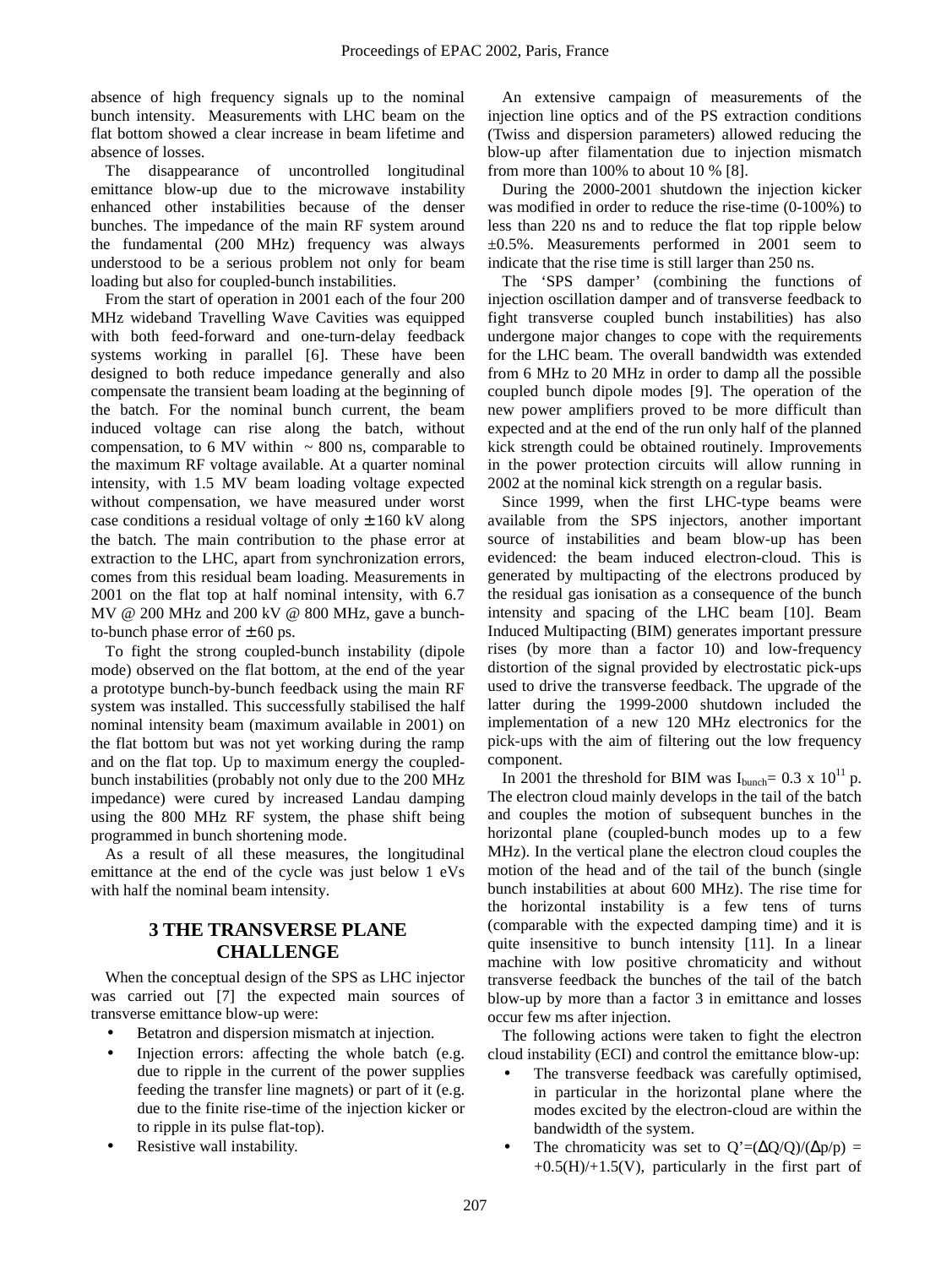absence of high frequency signals up to the nominal bunch intensity. Measurements with LHC beam on the flat bottom showed a clear increase in beam lifetime and absence of losses.

The disappearance of uncontrolled longitudinal emittance blow-up due to the microwave instability enhanced other instabilities because of the denser bunches. The impedance of the main RF system around the fundamental (200 MHz) frequency was always understood to be a serious problem not only for beam loading but also for coupled-bunch instabilities.

From the start of operation in 2001 each of the four 200 MHz wideband Travelling Wave Cavities was equipped with both feed-forward and one-turn-delay feedback systems working in parallel [6]. These have been designed to both reduce impedance generally and also compensate the transient beam loading at the beginning of the batch. For the nominal bunch current, the beam induced voltage can rise along the batch, without compensation, to 6 MV within ~ 800 ns, comparable to the maximum RF voltage available. At a quarter nominal intensity, with 1.5 MV beam loading voltage expected without compensation, we have measured under worst case conditions a residual voltage of only ± 160 kV along the batch. The main contribution to the phase error at extraction to the LHC, apart from synchronization errors, comes from this residual beam loading. Measurements in 2001 on the flat top at half nominal intensity, with 6.7 MV @ 200 MHz and 200 kV @ 800 MHz, gave a bunch-to-bunch phase error of ± 60 ps.

To fight the strong coupled-bunch instability (dipole mode) observed on the flat bottom, at the end of the year a prototype bunch-by-bunch feedback using the main RF system was installed. This successfully stabilised the half nominal intensity beam (maximum available in 2001) on the flat bottom but was not yet working during the ramp and on the flat top. Up to maximum energy the coupled-bunch instabilities (probably not only due to the 200 MHz impedance) were cured by increased Landau damping using the 800 MHz RF system, the phase shift being programmed in bunch shortening mode.

As a result of all these measures, the longitudinal emittance at the end of the cycle was just below 1 eVs with half the nominal beam intensity.

## 3 THE TRANSVERSE PLANE CHALLENGE

When the conceptual design of the SPS as LHC injector was carried out [7] the expected main sources of transverse emittance blow-up were:

- Betatron and dispersion mismatch at injection.
- Injection errors: affecting the whole batch (e.g. due to ripple in the current of the power supplies feeding the transfer line magnets) or part of it (e.g. due to the finite rise-time of the injection kicker or to ripple in its pulse flat-top).
- Resistive wall instability.

An extensive campaign of measurements of the injection line optics and of the PS extraction conditions (Twiss and dispersion parameters) allowed reducing the blow-up after filamentation due to injection mismatch from more than 100% to about 10 % [8].

During the 2000-2001 shutdown the injection kicker was modified in order to reduce the rise-time (0-100%) to less than 220 ns and to reduce the flat top ripple below ±0.5%. Measurements performed in 2001 seem to indicate that the rise time is still larger than 250 ns.

The 'SPS damper' (combining the functions of injection oscillation damper and of transverse feedback to fight transverse coupled bunch instabilities) has also undergone major changes to cope with the requirements for the LHC beam. The overall bandwidth was extended from 6 MHz to 20 MHz in order to damp all the possible coupled bunch dipole modes [9]. The operation of the new power amplifiers proved to be more difficult than expected and at the end of the run only half of the planned kick strength could be obtained routinely. Improvements in the power protection circuits will allow running in 2002 at the nominal kick strength on a regular basis.

Since 1999, when the first LHC-type beams were available from the SPS injectors, another important source of instabilities and beam blow-up has been evidenced: the beam induced electron-cloud. This is generated by multipacting of the electrons produced by the residual gas ionisation as a consequence of the bunch intensity and spacing of the LHC beam [10]. Beam Induced Multipacting (BIM) generates important pressure rises (by more than a factor 10) and low-frequency distortion of the signal provided by electrostatic pick-ups used to drive the transverse feedback. The upgrade of the latter during the 1999-2000 shutdown included the implementation of a new 120 MHz electronics for the pick-ups with the aim of filtering out the low frequency component.

In 2001 the threshold for BIM was $I_{bunch}$= 0.3 x $10^{11}$ p. The electron cloud mainly develops in the tail of the batch and couples the motion of subsequent bunches in the horizontal plane (coupled-bunch modes up to a few MHz). In the vertical plane the electron cloud couples the motion of the head and of the tail of the bunch (single bunch instabilities at about 600 MHz). The rise time for the horizontal instability is a few tens of turns (comparable with the expected damping time) and it is quite insensitive to bunch intensity [11]. In a linear machine with low positive chromaticity and without transverse feedback the bunches of the tail of the batch blow-up by more than a factor 3 in emittance and losses occur few ms after injection.

The following actions were taken to fight the electron cloud instability (ECI) and control the emittance blow-up:

- The transverse feedback was carefully optimised, in particular in the horizontal plane where the modes excited by the electron-cloud are within the bandwidth of the system.
- The chromaticity was set to $Q'=(\Delta Q/Q)/(\Delta p/p)$ = +0.5(H)/+1.5(V), particularly in the first part of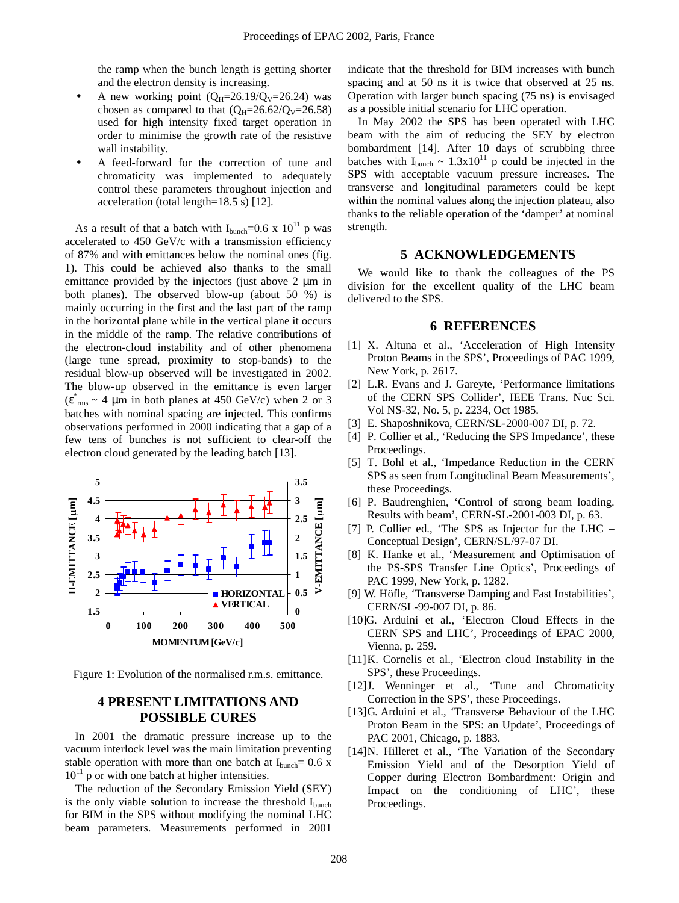the ramp when the bunch length is getting shorter and the electron density is increasing.

- A new working point ($Q_H$=26.19/$Q_V$=26.24) was chosen as compared to that ($Q_H$=26.62/$Q_V$=26.58) used for high intensity fixed target operation in order to minimise the growth rate of the resistive wall instability.
- A feed-forward for the correction of tune and chromaticity was implemented to adequately control these parameters throughout injection and acceleration (total length=18.5 s) [12].

As a result of that a batch with $I_{bunch}$=0.6 x $10^{11}$ p was accelerated to 450 GeV/c with a transmission efficiency of 87% and with emittances below the nominal ones (fig. 1). This could be achieved also thanks to the small emittance provided by the injectors (just above 2 μm in both planes). The observed blow-up (about 50 %) is mainly occurring in the first and the last part of the ramp in the horizontal plane while in the vertical plane it occurs in the middle of the ramp. The relative contributions of the electron-cloud instability and of other phenomena (large tune spread, proximity to stop-bands) to the residual blow-up observed will be investigated in 2002. The blow-up observed in the emittance is even larger ($\varepsilon^*_{rms}$ ~ 4 μm in both planes at 450 GeV/c) when 2 or 3 batches with nominal spacing are injected. This confirms observations performed in 2000 indicating that a gap of a few tens of bunches is not sufficient to clear-off the electron cloud generated by the leading batch [13].

H-EMITTANCE [μm]
V-EMITTANCE [μm]
MOMENTUM [GeV/c]
HORIZONTAL
VERTICAL
5
4.5
4
3.5
3
2.5
2
1.5
3.5
3
2.5
2
1.5
1
0.5
0
0
100
200
300
400
500

Figure 1: Evolution of the normalised r.m.s. emittance.

## 4 PRESENT LIMITATIONS AND POSSIBLE CURES

In 2001 the dramatic pressure increase up to the vacuum interlock level was the main limitation preventing stable operation with more than one batch at $I_{bunch}$= 0.6 x $10^{11}$ p or with one batch at higher intensities.

The reduction of the Secondary Emission Yield (SEY) is the only viable solution to increase the threshold $I_{bunch}$ for BIM in the SPS without modifying the nominal LHC beam parameters. Measurements performed in 2001 indicate that the threshold for BIM increases with bunch spacing and at 50 ns it is twice that observed at 25 ns. Operation with larger bunch spacing (75 ns) is envisaged as a possible initial scenario for LHC operation.

In May 2002 the SPS has been operated with LHC beam with the aim of reducing the SEY by electron bombardment [14]. After 10 days of scrubbing three batches with $I_{bunch}$ ~ 1.3x$10^{11}$ p could be injected in the SPS with acceptable vacuum pressure increases. The transverse and longitudinal parameters could be kept within the nominal values along the injection plateau, also thanks to the reliable operation of the 'damper' at nominal strength.

## 5 ACKNOWLEDGEMENTS

We would like to thank the colleagues of the PS division for the excellent quality of the LHC beam delivered to the SPS.

## 6 REFERENCES

[1] X. Altuna et al., 'Acceleration of High Intensity Proton Beams in the SPS', Proceedings of PAC 1999, New York, p. 2617.

[2] L.R. Evans and J. Gareyte, 'Performance limitations of the CERN SPS Collider', IEEE Trans. Nuc Sci. Vol NS-32, No. 5, p. 2234, Oct 1985.

[3] E. Shaposhnikova, CERN/SL-2000-007 DI, p. 72.

[4] P. Collier et al., 'Reducing the SPS Impedance', these Proceedings.

[5] T. Bohl et al., 'Impedance Reduction in the CERN SPS as seen from Longitudinal Beam Measurements', these Proceedings.

[6] P. Baudrenghien, 'Control of strong beam loading. Results with beam', CERN-SL-2001-003 DI, p. 63.

[7] P. Collier ed., 'The SPS as Injector for the LHC – Conceptual Design', CERN/SL/97-07 DI.

[8] K. Hanke et al., 'Measurement and Optimisation of the PS-SPS Transfer Line Optics', Proceedings of PAC 1999, New York, p. 1282.

[9] W. Höfle, 'Transverse Damping and Fast Instabilities', CERN/SL-99-007 DI, p. 86.

[10] G. Arduini et al., 'Electron Cloud Effects in the CERN SPS and LHC', Proceedings of EPAC 2000, Vienna, p. 259.

[11] K. Cornelis et al., 'Electron cloud Instability in the SPS', these Proceedings.

[12] J. Wenninger et al., 'Tune and Chromaticity Correction in the SPS', these Proceedings.

[13] G. Arduini et al., 'Transverse Behaviour of the LHC Proton Beam in the SPS: an Update', Proceedings of PAC 2001, Chicago, p. 1883.

[14] N. Hilleret et al., 'The Variation of the Secondary Emission Yield and of the Desorption Yield of Copper during Electron Bombardment: Origin and Impact on the conditioning of LHC', these Proceedings.